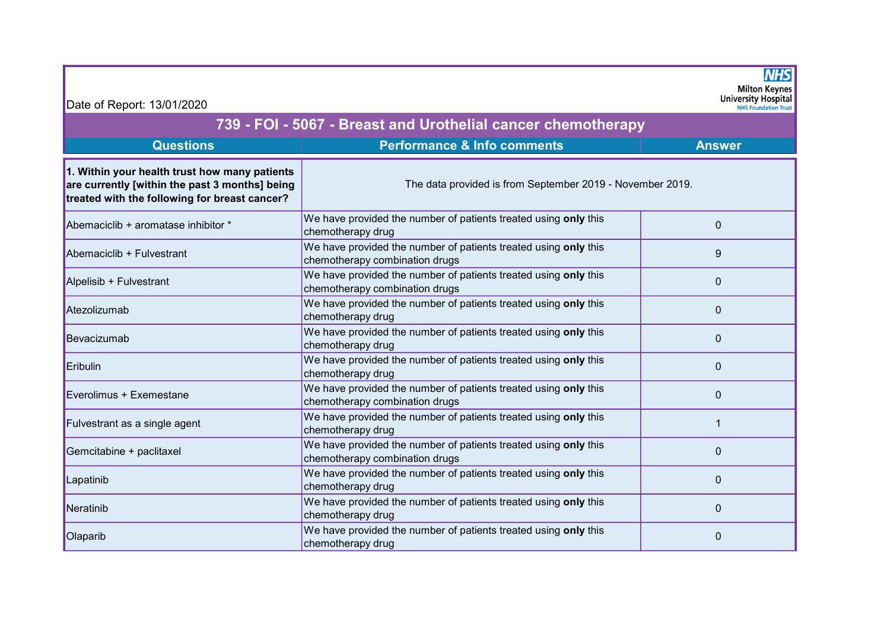Date of Report: 13/01/2020

Milton Keynes University Hospital NHS Foundation Trust

# 739 - FOI - 5067 - Breast and Urothelial cancer chemotherapy

| Questions | Performance & Info comments | Answer |
|---|---|---|
| **1. Within your health trust how many patients are currently [within the past 3 months] being treated with the following for breast cancer?** | The data provided is from September 2019 - November 2019. | |
| Abemaciclib + aromatase inhibitor * | We have provided the number of patients treated using **only** this chemotherapy drug | 0 |
| Abemaciclib + Fulvestrant | We have provided the number of patients treated using **only** this chemotherapy combination drugs | 9 |
| Alpelisib + Fulvestrant | We have provided the number of patients treated using **only** this chemotherapy combination drugs | 0 |
| Atezolizumab | We have provided the number of patients treated using **only** this chemotherapy drug | 0 |
| Bevacizumab | We have provided the number of patients treated using **only** this chemotherapy drug | 0 |
| Eribulin | We have provided the number of patients treated using **only** this chemotherapy drug | 0 |
| Everolimus + Exemestane | We have provided the number of patients treated using **only** this chemotherapy combination drugs | 0 |
| Fulvestrant as a single agent | We have provided the number of patients treated using **only** this chemotherapy drug | 1 |
| Gemcitabine + paclitaxel | We have provided the number of patients treated using **only** this chemotherapy combination drugs | 0 |
| Lapatinib | We have provided the number of patients treated using **only** this chemotherapy drug | 0 |
| Neratinib | We have provided the number of patients treated using **only** this chemotherapy drug | 0 |
| Olaparib | We have provided the number of patients treated using **only** this chemotherapy drug | 0 |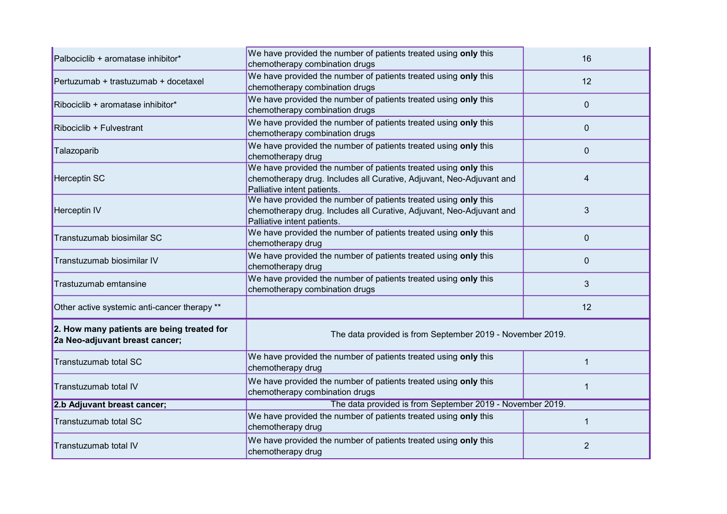| | | |
|---|---|---|
| Palbociclib + aromatase inhibitor* | We have provided the number of patients treated using **only** this chemotherapy combination drugs | 16 |
| Pertuzumab + trastuzumab + docetaxel | We have provided the number of patients treated using **only** this chemotherapy combination drugs | 12 |
| Ribociclib + aromatase inhibitor* | We have provided the number of patients treated using **only** this chemotherapy combination drugs | 0 |
| Ribociclib + Fulvestrant | We have provided the number of patients treated using **only** this chemotherapy combination drugs | 0 |
| Talazoparib | We have provided the number of patients treated using **only** this chemotherapy drug | 0 |
| Herceptin SC | We have provided the number of patients treated using **only** this chemotherapy drug. Includes all Curative, Adjuvant, Neo-Adjuvant and Palliative intent patients. | 4 |
| Herceptin IV | We have provided the number of patients treated using **only** this chemotherapy drug. Includes all Curative, Adjuvant, Neo-Adjuvant and Palliative intent patients. | 3 |
| Transtuzumab biosimilar SC | We have provided the number of patients treated using **only** this chemotherapy drug | 0 |
| Transtuzumab biosimilar IV | We have provided the number of patients treated using **only** this chemotherapy drug | 0 |
| Trastuzumab emtansine | We have provided the number of patients treated using **only** this chemotherapy combination drugs | 3 |
| Other active systemic anti-cancer therapy ** | | 12 |
| **2. How many patients are being treated for 2a Neo-adjuvant breast cancer;** | The data provided is from September 2019 - November 2019. | |
| Transtuzumab total SC | We have provided the number of patients treated using **only** this chemotherapy drug | 1 |
| Transtuzumab total IV | We have provided the number of patients treated using **only** this chemotherapy combination drugs | 1 |
| **2.b Adjuvant breast cancer;** | The data provided is from September 2019 - November 2019. | |
| Transtuzumab total SC | We have provided the number of patients treated using **only** this chemotherapy drug | 1 |
| Transtuzumab total IV | We have provided the number of patients treated using **only** this chemotherapy drug | 2 |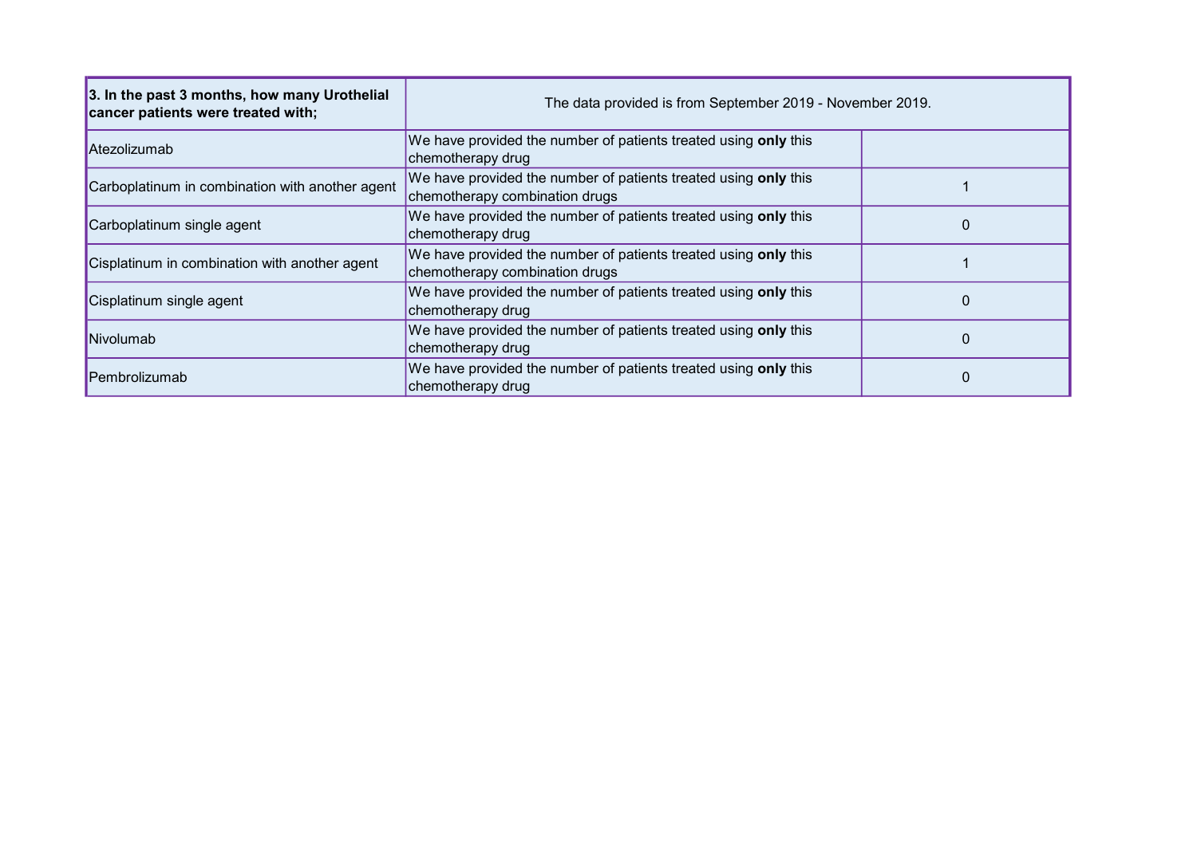| 3. In the past 3 months, how many Urothelial cancer patients were treated with; | The data provided is from September 2019 - November 2019. | |
|---|---|---|
| Atezolizumab | We have provided the number of patients treated using **only** this chemotherapy drug | |
| Carboplatinum in combination with another agent | We have provided the number of patients treated using **only** this chemotherapy combination drugs | 1 |
| Carboplatinum single agent | We have provided the number of patients treated using **only** this chemotherapy drug | 0 |
| Cisplatinum in combination with another agent | We have provided the number of patients treated using **only** this chemotherapy combination drugs | 1 |
| Cisplatinum single agent | We have provided the number of patients treated using **only** this chemotherapy drug | 0 |
| Nivolumab | We have provided the number of patients treated using **only** this chemotherapy drug | 0 |
| Pembrolizumab | We have provided the number of patients treated using **only** this chemotherapy drug | 0 |